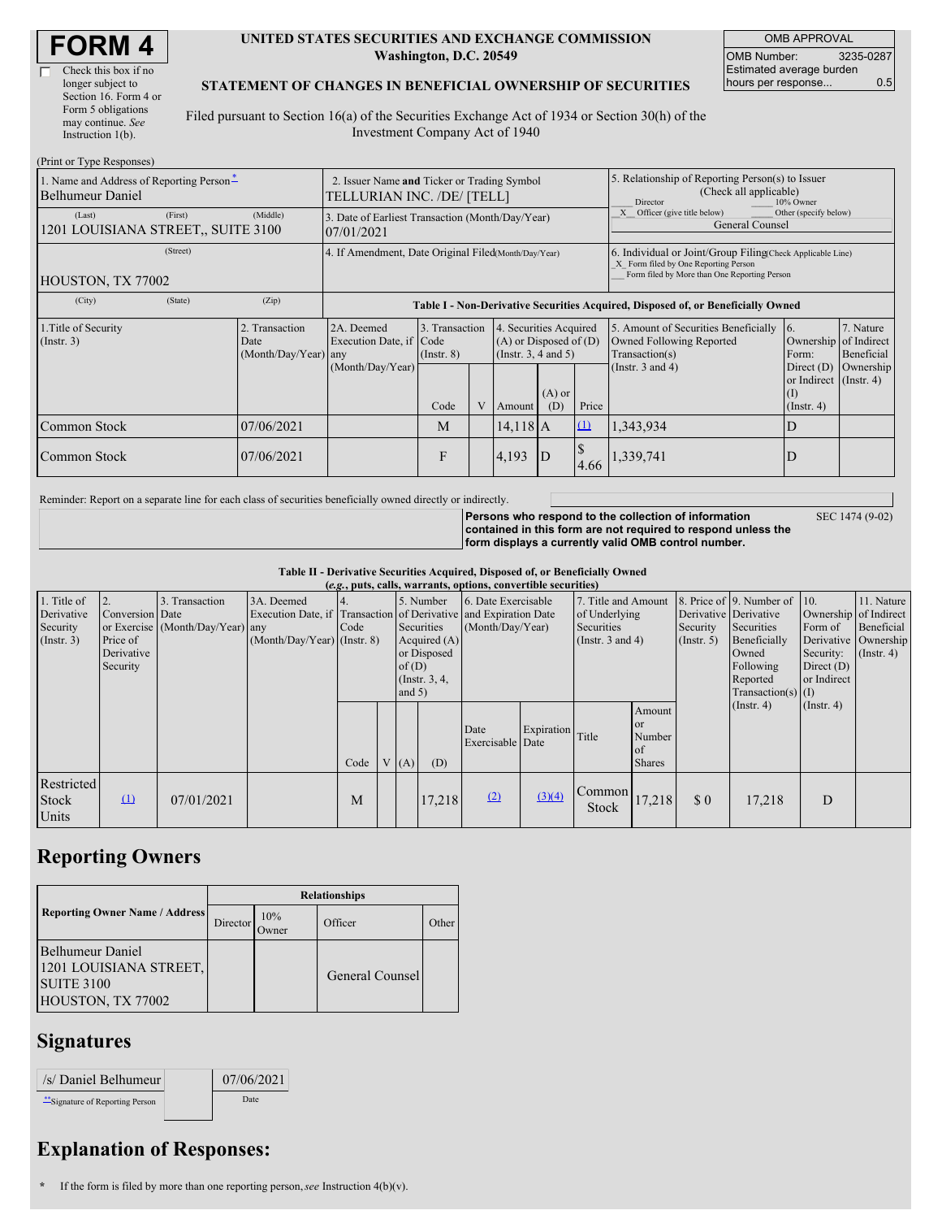# FORM 4

☐ Check this box if no longer subject to Section 16. Form 4 or Form 5 obligations may continue. *See* Instruction 1(b).

**UNITED STATES SECURITIES AND EXCHANGE COMMISSION**
**Washington, D.C. 20549**

**STATEMENT OF CHANGES IN BENEFICIAL OWNERSHIP OF SECURITIES**

Filed pursuant to Section 16(a) of the Securities Exchange Act of 1934 or Section 30(h) of the Investment Company Act of 1940

| OMB APPROVAL | |
|---|---|
| OMB Number: | 3235-0287 |
| Estimated average burden hours per response... | 0.5 |

(Print or Type Responses)

| | |
|---|---|
| 1. Name and Address of Reporting Person* | Belhumeur Daniel |
| (Last) (First) (Middle) | 1201 LOUISIANA STREET,, SUITE 3100 |
| (Street) | HOUSTON, TX 77002 |
| (City) (State) (Zip) | |
| 2. Issuer Name and Ticker or Trading Symbol | TELLURIAN INC. /DE/ [TELL] |
| 3. Date of Earliest Transaction (Month/Day/Year) | 07/01/2021 |
| 4. If Amendment, Date Original Filed (Month/Day/Year) | |
| 5. Relationship of Reporting Person(s) to Issuer (Check all applicable) | ___ Director ___ 10% Owner _X_ Officer (give title below) ___ Other (specify below) — General Counsel |
| 6. Individual or Joint/Group Filing (Check Applicable Line) | _X_ Form filed by One Reporting Person ___ Form filed by More than One Reporting Person |

**Table I - Non-Derivative Securities Acquired, Disposed of, or Beneficially Owned**

| 1.Title of Security (Instr. 3) | 2. Transaction Date (Month/Day/Year) | 2A. Deemed Execution Date, if any (Month/Day/Year) | 3. Transaction Code (Instr. 8) | | 4. Securities Acquired (A) or Disposed of (D) (Instr. 3, 4 and 5) | | | 5. Amount of Securities Beneficially Owned Following Reported Transaction(s) (Instr. 3 and 4) | 6. Ownership Form: Direct (D) or Indirect (I) (Instr. 4) | 7. Nature of Indirect Beneficial Ownership (Instr. 4) |
|---|---|---|---|---|---|---|---|---|---|---|
| | | | Code | V | Amount | (A) or (D) | Price | | | |
| Common Stock | 07/06/2021 | | M | | 14,118 | A | (1) | 1,343,934 | D | |
| Common Stock | 07/06/2021 | | F | | 4,193 | D | $ 4.66 | 1,339,741 | D | |

Reminder: Report on a separate line for each class of securities beneficially owned directly or indirectly.

**Persons who respond to the collection of information contained in this form are not required to respond unless the form displays a currently valid OMB control number.**

SEC 1474 (9-02)

**Table II - Derivative Securities Acquired, Disposed of, or Beneficially Owned**
**(*e.g.*, puts, calls, warrants, options, convertible securities)**

| 1. Title of Derivative Security (Instr. 3) | 2. Conversion or Exercise Price of Derivative Security | 3. Transaction Date (Month/Day/Year) | 3A. Deemed Execution Date, if any (Month/Day/Year) | 4. Transaction Code (Instr. 8) | | 5. Number of Derivative Securities Acquired (A) or Disposed of (D) (Instr. 3, 4, and 5) | | 6. Date Exercisable and Expiration Date (Month/Day/Year) | | 7. Title and Amount of Underlying Securities (Instr. 3 and 4) | | 8. Price of Derivative Security (Instr. 5) | 9. Number of Derivative Securities Beneficially Owned Following Reported Transaction(s) (Instr. 4) | 10. Ownership Form of Derivative Security: Direct (D) or Indirect (I) (Instr. 4) | 11. Nature of Indirect Beneficial Ownership (Instr. 4) |
|---|---|---|---|---|---|---|---|---|---|---|---|---|---|---|---|
| | | | | Code | V | (A) | (D) | Date Exercisable | Expiration Date | Title | Amount or Number of Shares | | | | |
| Restricted Stock Units | (1) | 07/01/2021 | | M | | | 17,218 | (2) | (3)(4) | Common Stock | 17,218 | $ 0 | 17,218 | D | |

## Reporting Owners

| Reporting Owner Name / Address | Relationships | | | |
|---|---|---|---|---|
| | Director | 10% Owner | Officer | Other |
| Belhumeur Daniel<br>1201 LOUISIANA STREET, SUITE 3100<br>HOUSTON, TX 77002 | | | General Counsel | |

## Signatures

| /s/ Daniel Belhumeur | 07/06/2021 |
|---|---|
| **Signature of Reporting Person | Date |

## Explanation of Responses:

\* If the form is filed by more than one reporting person, *see* Instruction 4(b)(v).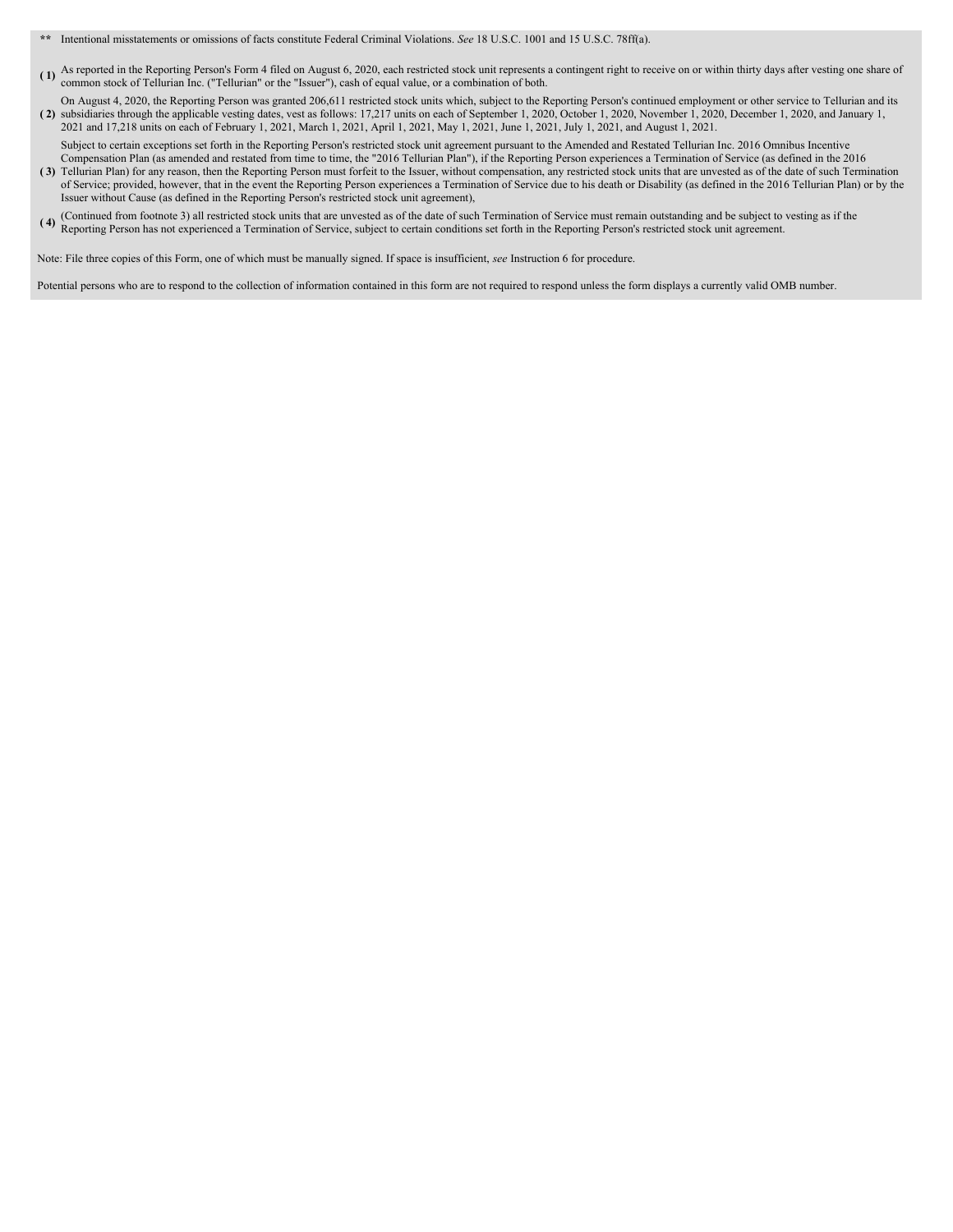** Intentional misstatements or omissions of facts constitute Federal Criminal Violations. *See* 18 U.S.C. 1001 and 15 U.S.C. 78ff(a).

(1) As reported in the Reporting Person's Form 4 filed on August 6, 2020, each restricted stock unit represents a contingent right to receive on or within thirty days after vesting one share of common stock of Tellurian Inc. ("Tellurian" or the "Issuer"), cash of equal value, or a combination of both.

(2) On August 4, 2020, the Reporting Person was granted 206,611 restricted stock units which, subject to the Reporting Person's continued employment or other service to Tellurian and its subsidiaries through the applicable vesting dates, vest as follows: 17,217 units on each of September 1, 2020, October 1, 2020, November 1, 2020, December 1, 2020, and January 1, 2021 and 17,218 units on each of February 1, 2021, March 1, 2021, April 1, 2021, May 1, 2021, June 1, 2021, July 1, 2021, and August 1, 2021.

(3) Subject to certain exceptions set forth in the Reporting Person's restricted stock unit agreement pursuant to the Amended and Restated Tellurian Inc. 2016 Omnibus Incentive Compensation Plan (as amended and restated from time to time, the "2016 Tellurian Plan"), if the Reporting Person experiences a Termination of Service (as defined in the 2016 Tellurian Plan) for any reason, then the Reporting Person must forfeit to the Issuer, without compensation, any restricted stock units that are unvested as of the date of such Termination of Service; provided, however, that in the event the Reporting Person experiences a Termination of Service due to his death or Disability (as defined in the 2016 Tellurian Plan) or by the Issuer without Cause (as defined in the Reporting Person's restricted stock unit agreement),

(4) (Continued from footnote 3) all restricted stock units that are unvested as of the date of such Termination of Service must remain outstanding and be subject to vesting as if the Reporting Person has not experienced a Termination of Service, subject to certain conditions set forth in the Reporting Person's restricted stock unit agreement.

Note: File three copies of this Form, one of which must be manually signed. If space is insufficient, *see* Instruction 6 for procedure.

Potential persons who are to respond to the collection of information contained in this form are not required to respond unless the form displays a currently valid OMB number.